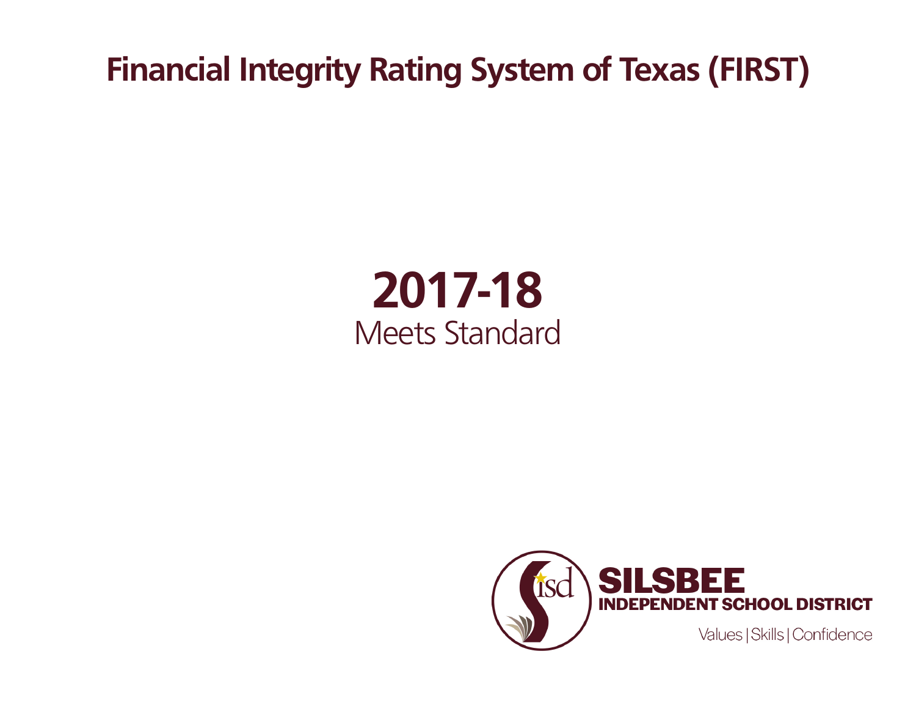# Financial Integrity Rating System of Texas (FIRST)

## 2017-18

Meets Standard

**SILSBEE**
**INDEPENDENT SCHOOL DISTRICT**

Values | Skills | Confidence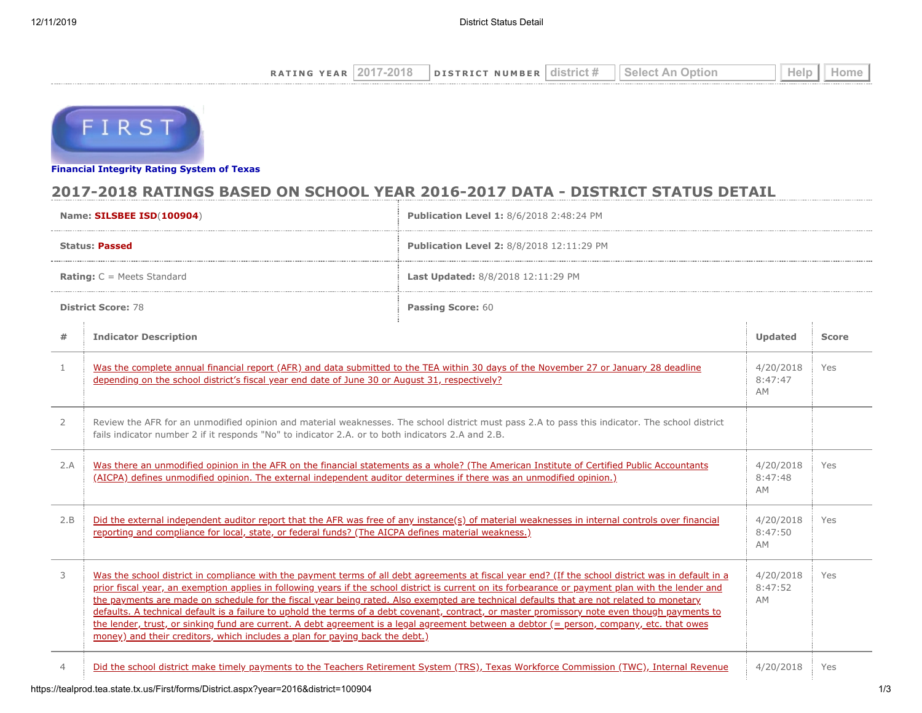RATING YEAR 2017-2018 DISTRICT NUMBER district # Select An Option Help Home

**Financial Integrity Rating System of Texas**

## 2017-2018 RATINGS BASED ON SCHOOL YEAR 2016-2017 DATA - DISTRICT STATUS DETAIL

| | |
|---|---|
| **Name:** **SILSBEE ISD**(**100904**) | **Publication Level 1:** 8/6/2018 2:48:24 PM |
| **Status:** **Passed** | **Publication Level 2:** 8/8/2018 12:11:29 PM |
| **Rating:** C = Meets Standard | **Last Updated:** 8/8/2018 12:11:29 PM |
| **District Score:** 78 | **Passing Score:** 60 |

| # | Indicator Description | Updated | Score |
|---|---|---|---|
| 1 | Was the complete annual financial report (AFR) and data submitted to the TEA within 30 days of the November 27 or January 28 deadline depending on the school district's fiscal year end date of June 30 or August 31, respectively? | 4/20/2018 8:47:47 AM | Yes |
| 2 | Review the AFR for an unmodified opinion and material weaknesses. The school district must pass 2.A to pass this indicator. The school district fails indicator number 2 if it responds "No" to indicator 2.A. or to both indicators 2.A and 2.B. | | |
| 2.A | Was there an unmodified opinion in the AFR on the financial statements as a whole? (The American Institute of Certified Public Accountants (AICPA) defines unmodified opinion. The external independent auditor determines if there was an unmodified opinion.) | 4/20/2018 8:47:48 AM | Yes |
| 2.B | Did the external independent auditor report that the AFR was free of any instance(s) of material weaknesses in internal controls over financial reporting and compliance for local, state, or federal funds? (The AICPA defines material weakness.) | 4/20/2018 8:47:50 AM | Yes |
| 3 | Was the school district in compliance with the payment terms of all debt agreements at fiscal year end? (If the school district was in default in a prior fiscal year, an exemption applies in following years if the school district is current on its forbearance or payment plan with the lender and the payments are made on schedule for the fiscal year being rated. Also exempted are technical defaults that are not related to monetary defaults. A technical default is a failure to uphold the terms of a debt covenant, contract, or master promissory note even though payments to the lender, trust, or sinking fund are current. A debt agreement is a legal agreement between a debtor (= person, company, etc. that owes money) and their creditors, which includes a plan for paying back the debt.) | 4/20/2018 8:47:52 AM | Yes |
| 4 | Did the school district make timely payments to the Teachers Retirement System (TRS), Texas Workforce Commission (TWC), Internal Revenue | 4/20/2018 | Yes |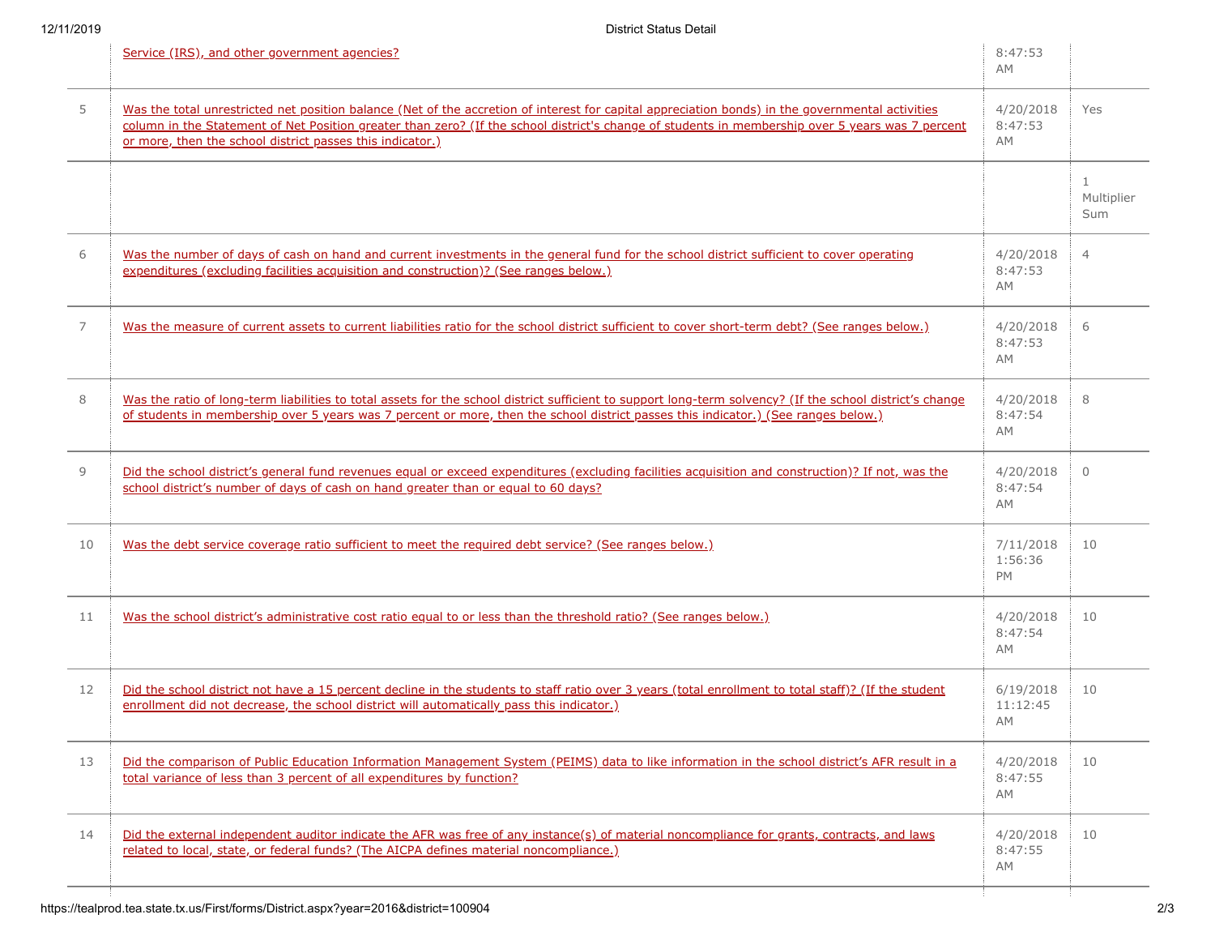| | | | |
|---|---|---|---|
| | Service (IRS), and other government agencies? | 8:47:53 AM | |
| 5 | Was the total unrestricted net position balance (Net of the accretion of interest for capital appreciation bonds) in the governmental activities column in the Statement of Net Position greater than zero? (If the school district's change of students in membership over 5 years was 7 percent or more, then the school district passes this indicator.) | 4/20/2018 8:47:53 AM | Yes |
| | | | 1 Multiplier Sum |
| 6 | Was the number of days of cash on hand and current investments in the general fund for the school district sufficient to cover operating expenditures (excluding facilities acquisition and construction)? (See ranges below.) | 4/20/2018 8:47:53 AM | 4 |
| 7 | Was the measure of current assets to current liabilities ratio for the school district sufficient to cover short-term debt? (See ranges below.) | 4/20/2018 8:47:53 AM | 6 |
| 8 | Was the ratio of long-term liabilities to total assets for the school district sufficient to support long-term solvency? (If the school district's change of students in membership over 5 years was 7 percent or more, then the school district passes this indicator.) (See ranges below.) | 4/20/2018 8:47:54 AM | 8 |
| 9 | Did the school district's general fund revenues equal or exceed expenditures (excluding facilities acquisition and construction)? If not, was the school district's number of days of cash on hand greater than or equal to 60 days? | 4/20/2018 8:47:54 AM | 0 |
| 10 | Was the debt service coverage ratio sufficient to meet the required debt service? (See ranges below.) | 7/11/2018 1:56:36 PM | 10 |
| 11 | Was the school district's administrative cost ratio equal to or less than the threshold ratio? (See ranges below.) | 4/20/2018 8:47:54 AM | 10 |
| 12 | Did the school district not have a 15 percent decline in the students to staff ratio over 3 years (total enrollment to total staff)? (If the student enrollment did not decrease, the school district will automatically pass this indicator.) | 6/19/2018 11:12:45 AM | 10 |
| 13 | Did the comparison of Public Education Information Management System (PEIMS) data to like information in the school district's AFR result in a total variance of less than 3 percent of all expenditures by function? | 4/20/2018 8:47:55 AM | 10 |
| 14 | Did the external independent auditor indicate the AFR was free of any instance(s) of material noncompliance for grants, contracts, and laws related to local, state, or federal funds? (The AICPA defines material noncompliance.) | 4/20/2018 8:47:55 AM | 10 |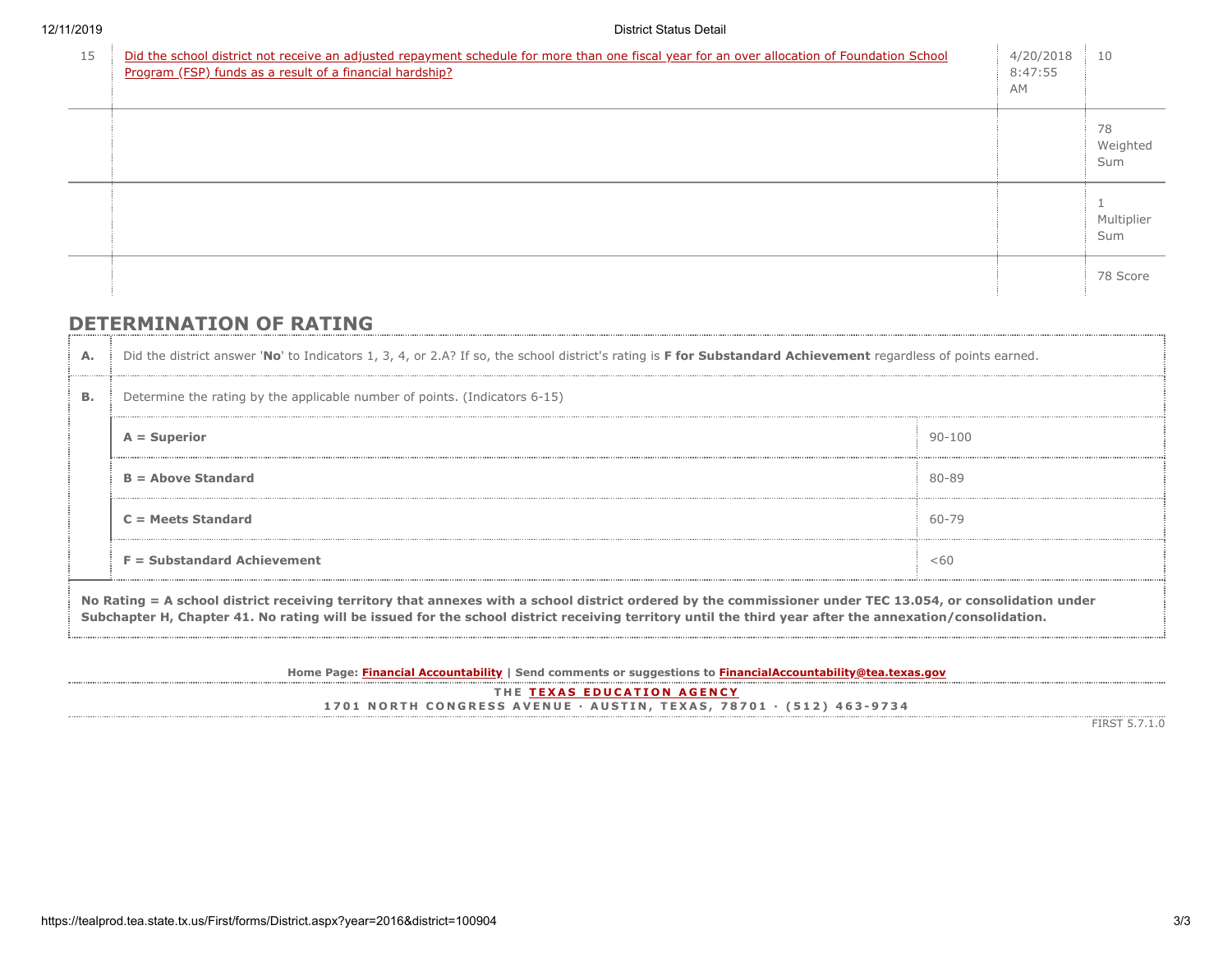| | | | |
|---|---|---|---|
| 15 | Did the school district not receive an adjusted repayment schedule for more than one fiscal year for an over allocation of Foundation School Program (FSP) funds as a result of a financial hardship? | 4/20/2018 8:47:55 AM | 10 |
| | | | 78 Weighted Sum |
| | | | 1 Multiplier Sum |
| | | | 78 Score |

## DETERMINATION OF RATING

| | | |
|---|---|---|
| **A.** | Did the district answer '**No**' to Indicators 1, 3, 4, or 2.A? If so, the school district's rating is **F for Substandard Achievement** regardless of points earned. | |
| **B.** | Determine the rating by the applicable number of points. (Indicators 6-15) | |
| | **A = Superior** | 90-100 |
| | **B = Above Standard** | 80-89 |
| | **C = Meets Standard** | 60-79 |
| | **F = Substandard Achievement** | <60 |

**No Rating = A school district receiving territory that annexes with a school district ordered by the commissioner under TEC 13.054, or consolidation under Subchapter H, Chapter 41. No rating will be issued for the school district receiving territory until the third year after the annexation/consolidation.**

**Home Page: Financial Accountability | Send comments or suggestions to FinancialAccountability@tea.texas.gov**

**THE TEXAS EDUCATION AGENCY**
**1701 NORTH CONGRESS AVENUE · AUSTIN, TEXAS, 78701 · (512) 463-9734**

FIRST 5.7.1.0